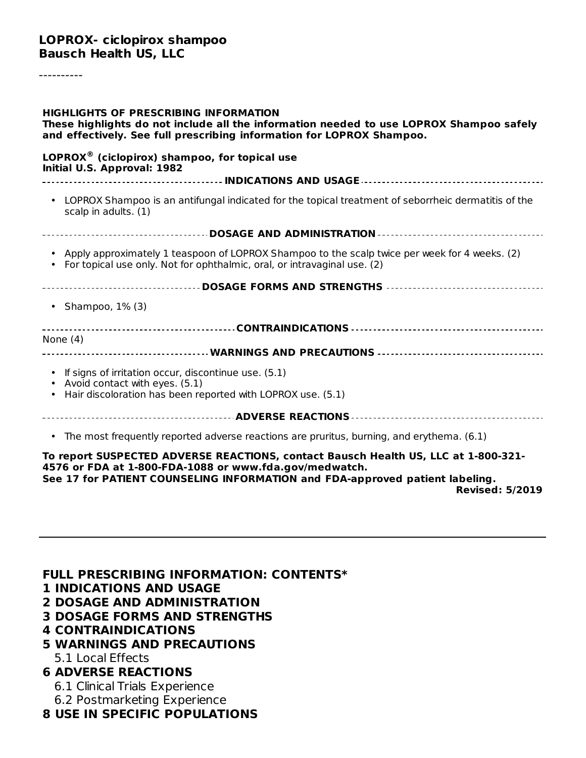**LOPROX- ciclopirox shampoo**
**Bausch Health US, LLC**

----------

**HIGHLIGHTS OF PRESCRIBING INFORMATION**
**These highlights do not include all the information needed to use LOPROX Shampoo safely and effectively. See full prescribing information for LOPROX Shampoo.**

**LOPROX® (ciclopirox) shampoo, for topical use**
**Initial U.S. Approval: 1982**

**INDICATIONS AND USAGE**

- LOPROX Shampoo is an antifungal indicated for the topical treatment of seborrheic dermatitis of the scalp in adults. (1)

**DOSAGE AND ADMINISTRATION**

- Apply approximately 1 teaspoon of LOPROX Shampoo to the scalp twice per week for 4 weeks. (2)
- For topical use only. Not for ophthalmic, oral, or intravaginal use. (2)

**DOSAGE FORMS AND STRENGTHS**

- Shampoo, 1% (3)

**CONTRAINDICATIONS**

None (4)

**WARNINGS AND PRECAUTIONS**

- If signs of irritation occur, discontinue use. (5.1)
- Avoid contact with eyes. (5.1)
- Hair discoloration has been reported with LOPROX use. (5.1)

**ADVERSE REACTIONS**

- The most frequently reported adverse reactions are pruritus, burning, and erythema. (6.1)

**To report SUSPECTED ADVERSE REACTIONS, contact Bausch Health US, LLC at 1-800-321-4576 or FDA at 1-800-FDA-1088 or www.fda.gov/medwatch.**
**See 17 for PATIENT COUNSELING INFORMATION and FDA-approved patient labeling.**

**Revised: 5/2019**

---

**FULL PRESCRIBING INFORMATION: CONTENTS***

**1 INDICATIONS AND USAGE**

**2 DOSAGE AND ADMINISTRATION**

**3 DOSAGE FORMS AND STRENGTHS**

**4 CONTRAINDICATIONS**

**5 WARNINGS AND PRECAUTIONS**

5.1 Local Effects

**6 ADVERSE REACTIONS**

6.1 Clinical Trials Experience

6.2 Postmarketing Experience

**8 USE IN SPECIFIC POPULATIONS**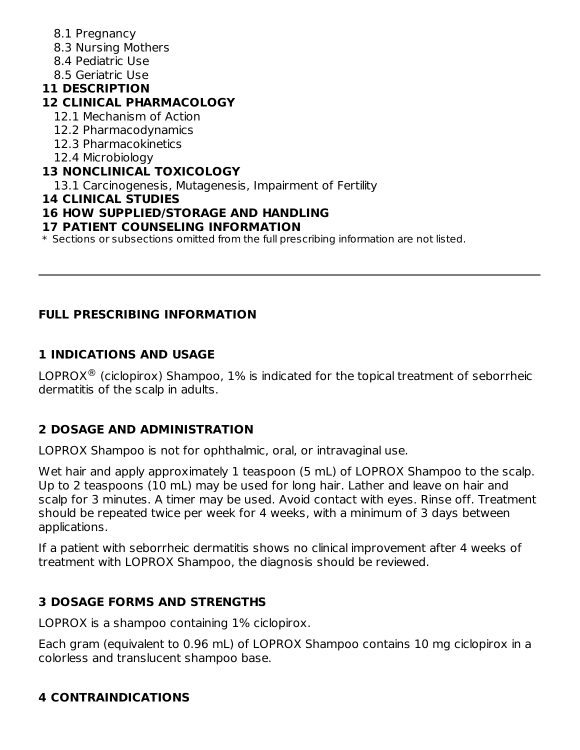- 8.1 Pregnancy
- 8.3 Nursing Mothers
- 8.4 Pediatric Use
- 8.5 Geriatric Use

**11 DESCRIPTION**

**12 CLINICAL PHARMACOLOGY**

- 12.1 Mechanism of Action
- 12.2 Pharmacodynamics
- 12.3 Pharmacokinetics
- 12.4 Microbiology

**13 NONCLINICAL TOXICOLOGY**

- 13.1 Carcinogenesis, Mutagenesis, Impairment of Fertility

**14 CLINICAL STUDIES**

**16 HOW SUPPLIED/STORAGE AND HANDLING**

**17 PATIENT COUNSELING INFORMATION**

* Sections or subsections omitted from the full prescribing information are not listed.

---

## FULL PRESCRIBING INFORMATION

### 1 INDICATIONS AND USAGE

LOPROX® (ciclopirox) Shampoo, 1% is indicated for the topical treatment of seborrheic dermatitis of the scalp in adults.

### 2 DOSAGE AND ADMINISTRATION

LOPROX Shampoo is not for ophthalmic, oral, or intravaginal use.

Wet hair and apply approximately 1 teaspoon (5 mL) of LOPROX Shampoo to the scalp. Up to 2 teaspoons (10 mL) may be used for long hair. Lather and leave on hair and scalp for 3 minutes. A timer may be used. Avoid contact with eyes. Rinse off. Treatment should be repeated twice per week for 4 weeks, with a minimum of 3 days between applications.

If a patient with seborrheic dermatitis shows no clinical improvement after 4 weeks of treatment with LOPROX Shampoo, the diagnosis should be reviewed.

### 3 DOSAGE FORMS AND STRENGTHS

LOPROX is a shampoo containing 1% ciclopirox.

Each gram (equivalent to 0.96 mL) of LOPROX Shampoo contains 10 mg ciclopirox in a colorless and translucent shampoo base.

### 4 CONTRAINDICATIONS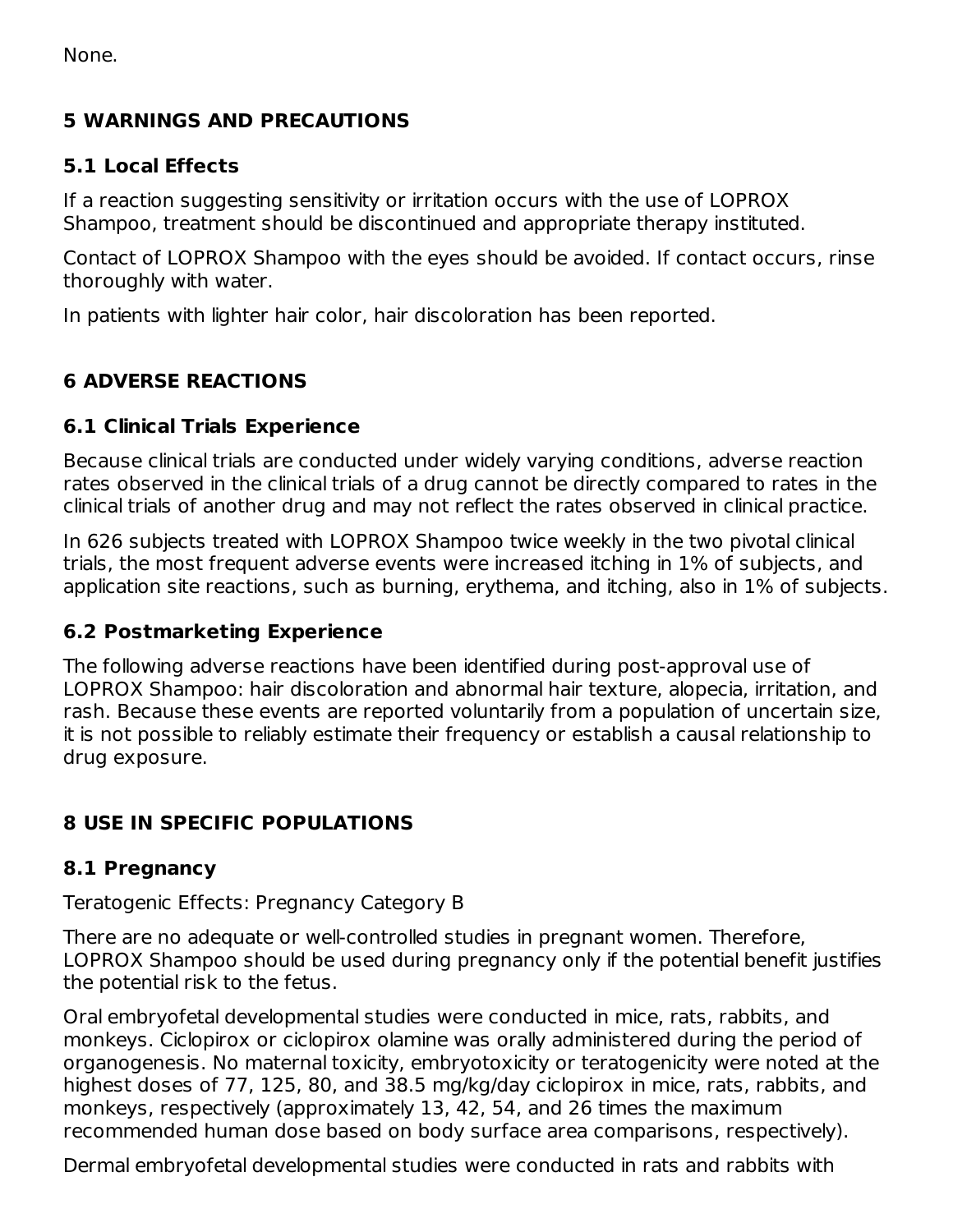None.

## 5 WARNINGS AND PRECAUTIONS

### 5.1 Local Effects

If a reaction suggesting sensitivity or irritation occurs with the use of LOPROX Shampoo, treatment should be discontinued and appropriate therapy instituted.

Contact of LOPROX Shampoo with the eyes should be avoided. If contact occurs, rinse thoroughly with water.

In patients with lighter hair color, hair discoloration has been reported.

## 6 ADVERSE REACTIONS

### 6.1 Clinical Trials Experience

Because clinical trials are conducted under widely varying conditions, adverse reaction rates observed in the clinical trials of a drug cannot be directly compared to rates in the clinical trials of another drug and may not reflect the rates observed in clinical practice.

In 626 subjects treated with LOPROX Shampoo twice weekly in the two pivotal clinical trials, the most frequent adverse events were increased itching in 1% of subjects, and application site reactions, such as burning, erythema, and itching, also in 1% of subjects.

### 6.2 Postmarketing Experience

The following adverse reactions have been identified during post-approval use of LOPROX Shampoo: hair discoloration and abnormal hair texture, alopecia, irritation, and rash. Because these events are reported voluntarily from a population of uncertain size, it is not possible to reliably estimate their frequency or establish a causal relationship to drug exposure.

## 8 USE IN SPECIFIC POPULATIONS

### 8.1 Pregnancy

Teratogenic Effects: Pregnancy Category B

There are no adequate or well-controlled studies in pregnant women. Therefore, LOPROX Shampoo should be used during pregnancy only if the potential benefit justifies the potential risk to the fetus.

Oral embryofetal developmental studies were conducted in mice, rats, rabbits, and monkeys. Ciclopirox or ciclopirox olamine was orally administered during the period of organogenesis. No maternal toxicity, embryotoxicity or teratogenicity were noted at the highest doses of 77, 125, 80, and 38.5 mg/kg/day ciclopirox in mice, rats, rabbits, and monkeys, respectively (approximately 13, 42, 54, and 26 times the maximum recommended human dose based on body surface area comparisons, respectively).

Dermal embryofetal developmental studies were conducted in rats and rabbits with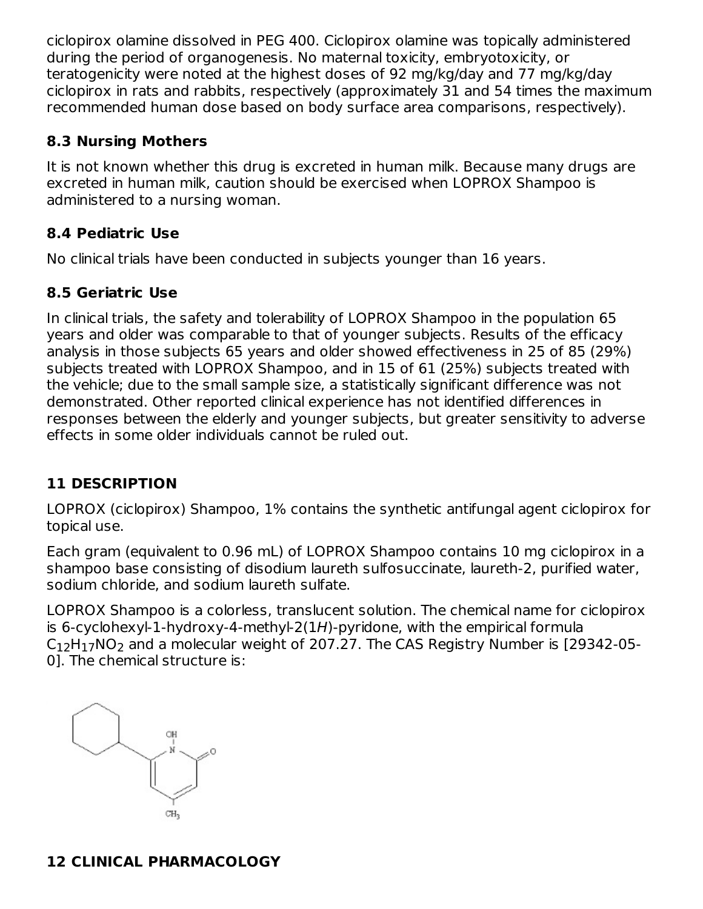ciclopirox olamine dissolved in PEG 400. Ciclopirox olamine was topically administered during the period of organogenesis. No maternal toxicity, embryotoxicity, or teratogenicity were noted at the highest doses of 92 mg/kg/day and 77 mg/kg/day ciclopirox in rats and rabbits, respectively (approximately 31 and 54 times the maximum recommended human dose based on body surface area comparisons, respectively).

### 8.3 Nursing Mothers

It is not known whether this drug is excreted in human milk. Because many drugs are excreted in human milk, caution should be exercised when LOPROX Shampoo is administered to a nursing woman.

### 8.4 Pediatric Use

No clinical trials have been conducted in subjects younger than 16 years.

### 8.5 Geriatric Use

In clinical trials, the safety and tolerability of LOPROX Shampoo in the population 65 years and older was comparable to that of younger subjects. Results of the efficacy analysis in those subjects 65 years and older showed effectiveness in 25 of 85 (29%) subjects treated with LOPROX Shampoo, and in 15 of 61 (25%) subjects treated with the vehicle; due to the small sample size, a statistically significant difference was not demonstrated. Other reported clinical experience has not identified differences in responses between the elderly and younger subjects, but greater sensitivity to adverse effects in some older individuals cannot be ruled out.

## 11 DESCRIPTION

LOPROX (ciclopirox) Shampoo, 1% contains the synthetic antifungal agent ciclopirox for topical use.

Each gram (equivalent to 0.96 mL) of LOPROX Shampoo contains 10 mg ciclopirox in a shampoo base consisting of disodium laureth sulfosuccinate, laureth-2, purified water, sodium chloride, and sodium laureth sulfate.

LOPROX Shampoo is a colorless, translucent solution. The chemical name for ciclopirox is 6-cyclohexyl-1-hydroxy-4-methyl-2(1*H*)-pyridone, with the empirical formula $C_{12}H_{17}NO_2$ and a molecular weight of 207.27. The CAS Registry Number is [29342-05-0]. The chemical structure is:

## 12 CLINICAL PHARMACOLOGY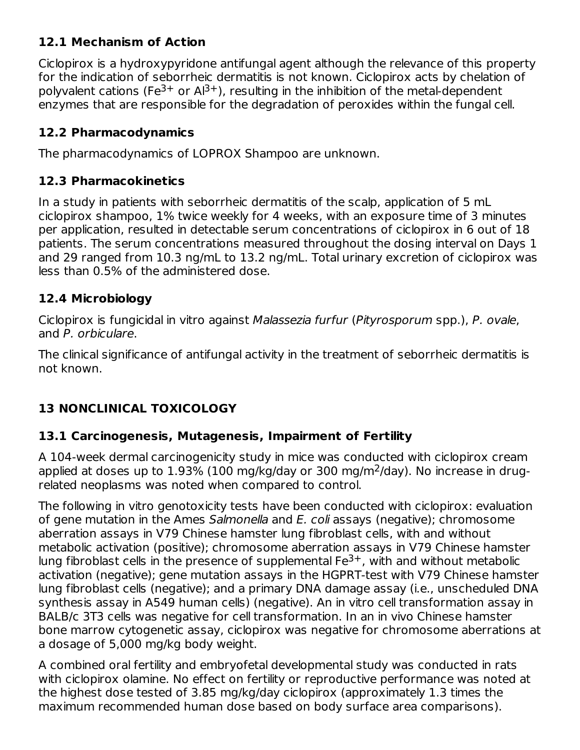### 12.1 Mechanism of Action

Ciclopirox is a hydroxypyridone antifungal agent although the relevance of this property for the indication of seborrheic dermatitis is not known. Ciclopirox acts by chelation of polyvalent cations ($Fe^{3+}$ or $Al^{3+}$), resulting in the inhibition of the metal-dependent enzymes that are responsible for the degradation of peroxides within the fungal cell.

### 12.2 Pharmacodynamics

The pharmacodynamics of LOPROX Shampoo are unknown.

### 12.3 Pharmacokinetics

In a study in patients with seborrheic dermatitis of the scalp, application of 5 mL ciclopirox shampoo, 1% twice weekly for 4 weeks, with an exposure time of 3 minutes per application, resulted in detectable serum concentrations of ciclopirox in 6 out of 18 patients. The serum concentrations measured throughout the dosing interval on Days 1 and 29 ranged from 10.3 ng/mL to 13.2 ng/mL. Total urinary excretion of ciclopirox was less than 0.5% of the administered dose.

### 12.4 Microbiology

Ciclopirox is fungicidal in vitro against *Malassezia furfur* (*Pityrosporum* spp.), *P. ovale*, and *P. orbiculare*.

The clinical significance of antifungal activity in the treatment of seborrheic dermatitis is not known.

## 13 NONCLINICAL TOXICOLOGY

### 13.1 Carcinogenesis, Mutagenesis, Impairment of Fertility

A 104-week dermal carcinogenicity study in mice was conducted with ciclopirox cream applied at doses up to 1.93% (100 mg/kg/day or 300 mg/$m^2$/day). No increase in drug-related neoplasms was noted when compared to control.

The following in vitro genotoxicity tests have been conducted with ciclopirox: evaluation of gene mutation in the Ames *Salmonella* and *E. coli* assays (negative); chromosome aberration assays in V79 Chinese hamster lung fibroblast cells, with and without metabolic activation (positive); chromosome aberration assays in V79 Chinese hamster lung fibroblast cells in the presence of supplemental $Fe^{3+}$, with and without metabolic activation (negative); gene mutation assays in the HGPRT-test with V79 Chinese hamster lung fibroblast cells (negative); and a primary DNA damage assay (i.e., unscheduled DNA synthesis assay in A549 human cells) (negative). An in vitro cell transformation assay in BALB/c 3T3 cells was negative for cell transformation. In an in vivo Chinese hamster bone marrow cytogenetic assay, ciclopirox was negative for chromosome aberrations at a dosage of 5,000 mg/kg body weight.

A combined oral fertility and embryofetal developmental study was conducted in rats with ciclopirox olamine. No effect on fertility or reproductive performance was noted at the highest dose tested of 3.85 mg/kg/day ciclopirox (approximately 1.3 times the maximum recommended human dose based on body surface area comparisons).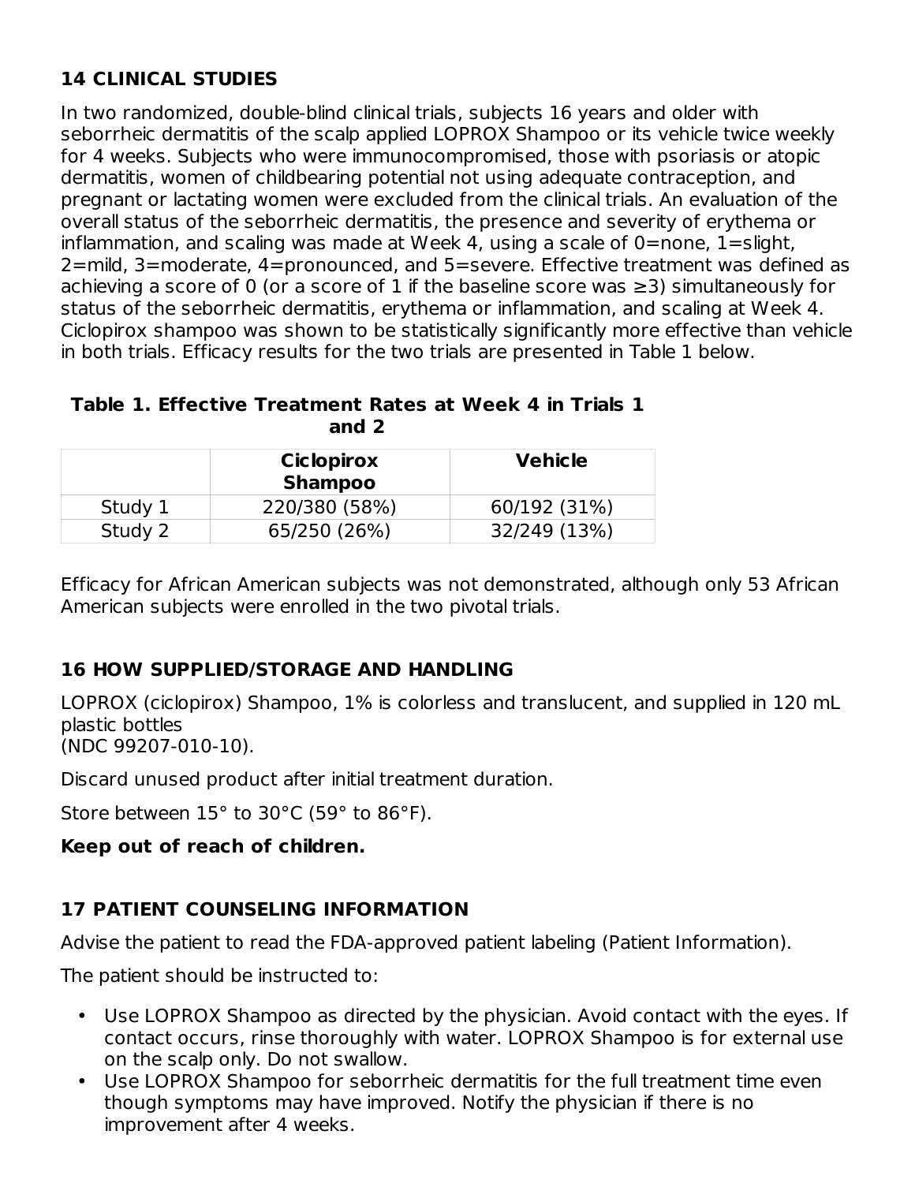## 14 CLINICAL STUDIES

In two randomized, double-blind clinical trials, subjects 16 years and older with seborrheic dermatitis of the scalp applied LOPROX Shampoo or its vehicle twice weekly for 4 weeks. Subjects who were immunocompromised, those with psoriasis or atopic dermatitis, women of childbearing potential not using adequate contraception, and pregnant or lactating women were excluded from the clinical trials. An evaluation of the overall status of the seborrheic dermatitis, the presence and severity of erythema or inflammation, and scaling was made at Week 4, using a scale of 0=none, 1=slight, 2=mild, 3=moderate, 4=pronounced, and 5=severe. Effective treatment was defined as achieving a score of 0 (or a score of 1 if the baseline score was ≥3) simultaneously for status of the seborrheic dermatitis, erythema or inflammation, and scaling at Week 4. Ciclopirox shampoo was shown to be statistically significantly more effective than vehicle in both trials. Efficacy results for the two trials are presented in Table 1 below.

**Table 1. Effective Treatment Rates at Week 4 in Trials 1 and 2**

| | Ciclopirox Shampoo | Vehicle |
|---|---|---|
| Study 1 | 220/380 (58%) | 60/192 (31%) |
| Study 2 | 65/250 (26%) | 32/249 (13%) |

Efficacy for African American subjects was not demonstrated, although only 53 African American subjects were enrolled in the two pivotal trials.

## 16 HOW SUPPLIED/STORAGE AND HANDLING

LOPROX (ciclopirox) Shampoo, 1% is colorless and translucent, and supplied in 120 mL plastic bottles
(NDC 99207-010-10).

Discard unused product after initial treatment duration.

Store between 15° to 30°C (59° to 86°F).

**Keep out of reach of children.**

## 17 PATIENT COUNSELING INFORMATION

Advise the patient to read the FDA-approved patient labeling (Patient Information).

The patient should be instructed to:

- Use LOPROX Shampoo as directed by the physician. Avoid contact with the eyes. If contact occurs, rinse thoroughly with water. LOPROX Shampoo is for external use on the scalp only. Do not swallow.
- Use LOPROX Shampoo for seborrheic dermatitis for the full treatment time even though symptoms may have improved. Notify the physician if there is no improvement after 4 weeks.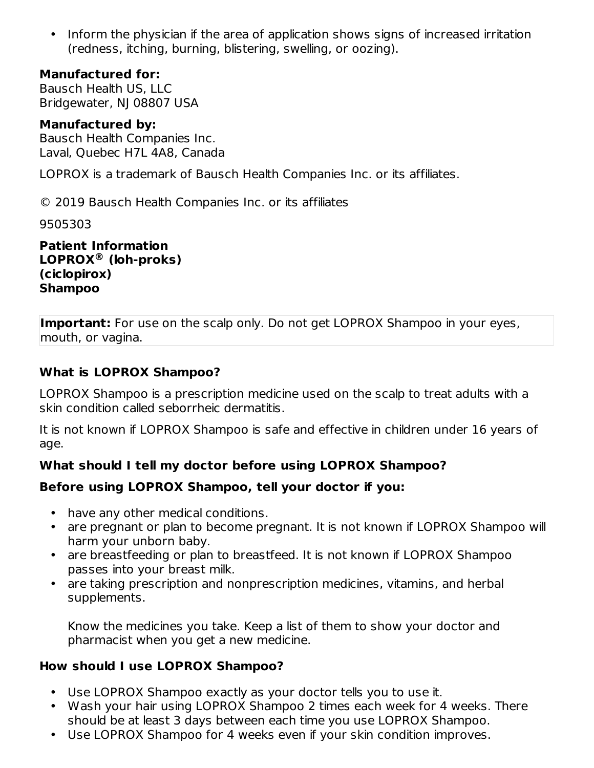- Inform the physician if the area of application shows signs of increased irritation (redness, itching, burning, blistering, swelling, or oozing).

**Manufactured for:**
Bausch Health US, LLC
Bridgewater, NJ 08807 USA

**Manufactured by:**
Bausch Health Companies Inc.
Laval, Quebec H7L 4A8, Canada

LOPROX is a trademark of Bausch Health Companies Inc. or its affiliates.

© 2019 Bausch Health Companies Inc. or its affiliates

9505303

**Patient Information**
**LOPROX® (loh-proks)**
**(ciclopirox)**
**Shampoo**

**Important:** For use on the scalp only. Do not get LOPROX Shampoo in your eyes, mouth, or vagina.

### What is LOPROX Shampoo?

LOPROX Shampoo is a prescription medicine used on the scalp to treat adults with a skin condition called seborrheic dermatitis.

It is not known if LOPROX Shampoo is safe and effective in children under 16 years of age.

### What should I tell my doctor before using LOPROX Shampoo?

**Before using LOPROX Shampoo, tell your doctor if you:**

- have any other medical conditions.
- are pregnant or plan to become pregnant. It is not known if LOPROX Shampoo will harm your unborn baby.
- are breastfeeding or plan to breastfeed. It is not known if LOPROX Shampoo passes into your breast milk.
- are taking prescription and nonprescription medicines, vitamins, and herbal supplements.

  Know the medicines you take. Keep a list of them to show your doctor and pharmacist when you get a new medicine.

### How should I use LOPROX Shampoo?

- Use LOPROX Shampoo exactly as your doctor tells you to use it.
- Wash your hair using LOPROX Shampoo 2 times each week for 4 weeks. There should be at least 3 days between each time you use LOPROX Shampoo.
- Use LOPROX Shampoo for 4 weeks even if your skin condition improves.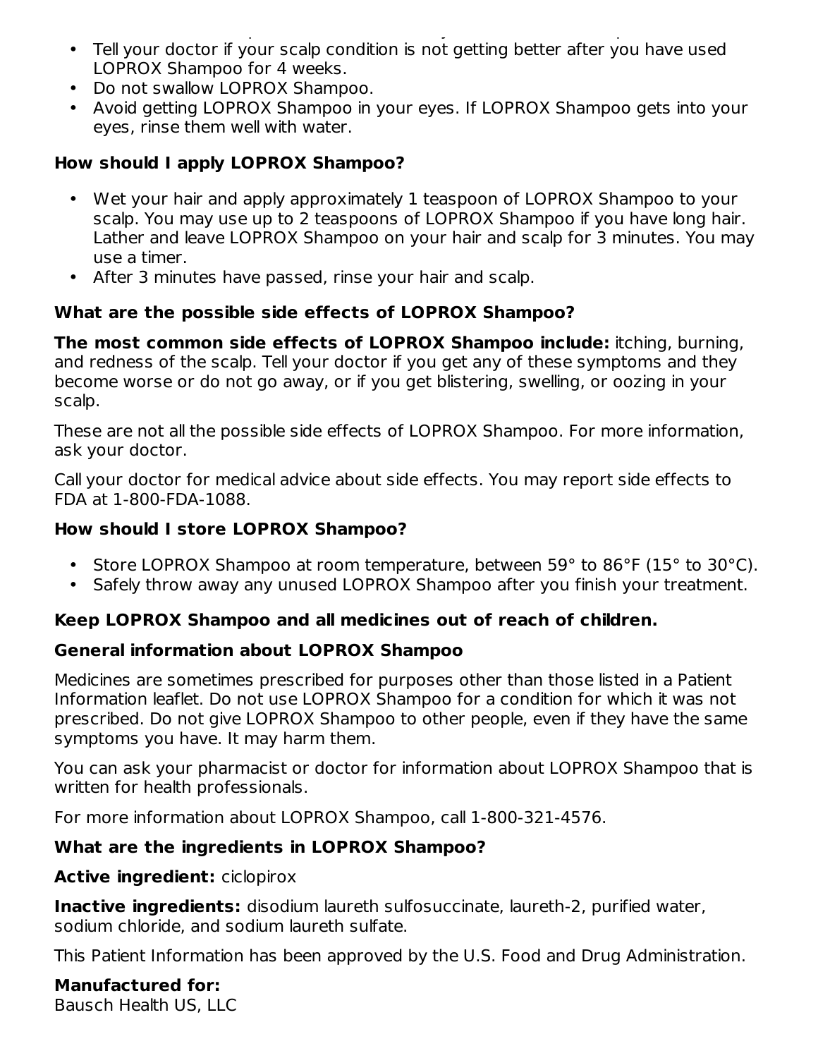- Tell your doctor if your scalp condition is not getting better after you have used LOPROX Shampoo for 4 weeks.
- Do not swallow LOPROX Shampoo.
- Avoid getting LOPROX Shampoo in your eyes. If LOPROX Shampoo gets into your eyes, rinse them well with water.

**How should I apply LOPROX Shampoo?**

- Wet your hair and apply approximately 1 teaspoon of LOPROX Shampoo to your scalp. You may use up to 2 teaspoons of LOPROX Shampoo if you have long hair. Lather and leave LOPROX Shampoo on your hair and scalp for 3 minutes. You may use a timer.
- After 3 minutes have passed, rinse your hair and scalp.

**What are the possible side effects of LOPROX Shampoo?**

**The most common side effects of LOPROX Shampoo include:** itching, burning, and redness of the scalp. Tell your doctor if you get any of these symptoms and they become worse or do not go away, or if you get blistering, swelling, or oozing in your scalp.

These are not all the possible side effects of LOPROX Shampoo. For more information, ask your doctor.

Call your doctor for medical advice about side effects. You may report side effects to FDA at 1-800-FDA-1088.

**How should I store LOPROX Shampoo?**

- Store LOPROX Shampoo at room temperature, between 59° to 86°F (15° to 30°C).
- Safely throw away any unused LOPROX Shampoo after you finish your treatment.

**Keep LOPROX Shampoo and all medicines out of reach of children.**

**General information about LOPROX Shampoo**

Medicines are sometimes prescribed for purposes other than those listed in a Patient Information leaflet. Do not use LOPROX Shampoo for a condition for which it was not prescribed. Do not give LOPROX Shampoo to other people, even if they have the same symptoms you have. It may harm them.

You can ask your pharmacist or doctor for information about LOPROX Shampoo that is written for health professionals.

For more information about LOPROX Shampoo, call 1-800-321-4576.

**What are the ingredients in LOPROX Shampoo?**

**Active ingredient:** ciclopirox

**Inactive ingredients:** disodium laureth sulfosuccinate, laureth-2, purified water, sodium chloride, and sodium laureth sulfate.

This Patient Information has been approved by the U.S. Food and Drug Administration.

**Manufactured for:**
Bausch Health US, LLC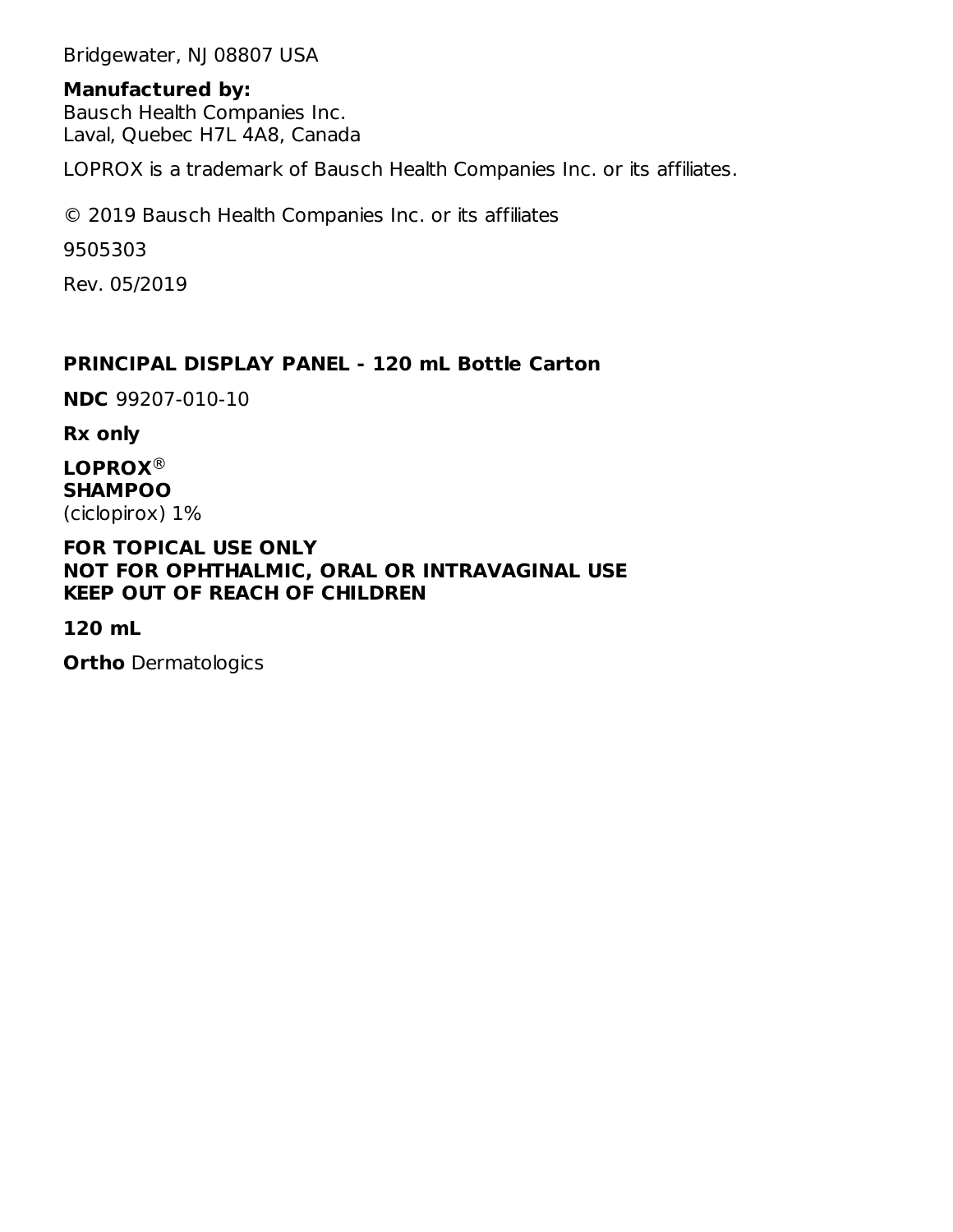Bridgewater, NJ 08807 USA

**Manufactured by:**
Bausch Health Companies Inc.
Laval, Quebec H7L 4A8, Canada

LOPROX is a trademark of Bausch Health Companies Inc. or its affiliates.

© 2019 Bausch Health Companies Inc. or its affiliates

9505303

Rev. 05/2019

## PRINCIPAL DISPLAY PANEL - 120 mL Bottle Carton

**NDC** 99207-010-10

**Rx only**

**LOPROX®**
**SHAMPOO**
(ciclopirox) 1%

**FOR TOPICAL USE ONLY**
**NOT FOR OPHTHALMIC, ORAL OR INTRAVAGINAL USE**
**KEEP OUT OF REACH OF CHILDREN**

**120 mL**

**Ortho** Dermatologics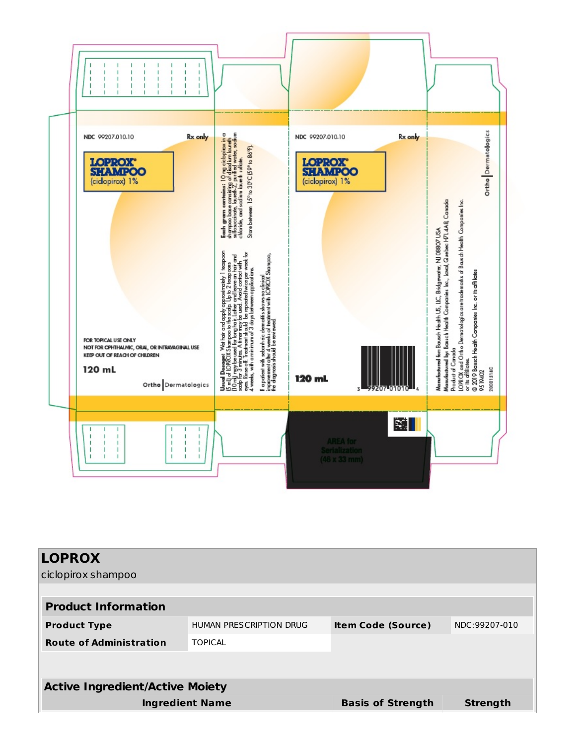NDC 99207-010-10

Rx only

**LOPROX® SHAMPOO**
(ciclopirox) 1%

FOR TOPICAL USE ONLY
NOT FOR OPHTHALMIC, ORAL, OR INTRAVAGINAL USE
KEEP OUT OF REACH OF CHILDREN

120 mL

Ortho | Dermatologics

**Usual Dosage:** Wet hair and apply approximately 1 teaspoon (5 mL) of LOPROX Shampoo to the scalp. Up to 2 teaspoons (10 mL) may be used for long hair. Lather and leave on hair and scalp for 3 minutes. A timer may be used. Avoid contact with eyes. Rinse off. Treatment should be repeated twice per week for 4 weeks, with a minimum of 3 days between applications.

If a patient with seborrheic dermatitis shows no clinical improvement after 4 weeks of treatment with LOPROX Shampoo, the diagnosis should be reviewed.

**Each gram contains:** 10 mg ciclopirox in a shampoo base consisting of disodium laureth sulfosuccinate, laureth-2, purified water, sodium chloride, and sodium laureth sulfate.

Store between 15° to 30°C (59° to 86°F).

NDC 99207-010-10

Rx only

**LOPROX® SHAMPOO**
(ciclopirox) 1%

120 mL

3 99207 01010 4

AREA for Serialization (46 x 33 mm)

Manufactured for: Bausch Health US, LLC, Bridgewater, NJ 08807 USA
Manufactured by: Bausch Health Companies Inc., Laval, Quebec H7L 4A8, Canada
Product of Canada
LOPROX and Ortho Dermatologics are trademarks of Bausch Health Companies Inc. or its affiliates.
© 2019 Bausch Health Companies Inc. or its affiliates
9519402
20001318C

Ortho | Dermatologics

## LOPROX

ciclopirox shampoo

| Product Information | | | |
|---|---|---|---|
| **Product Type** | HUMAN PRESCRIPTION DRUG | **Item Code (Source)** | NDC:99207-010 |
| **Route of Administration** | TOPICAL | | |

| Active Ingredient/Active Moiety | | |
|---|---|---|
| **Ingredient Name** | **Basis of Strength** | **Strength** |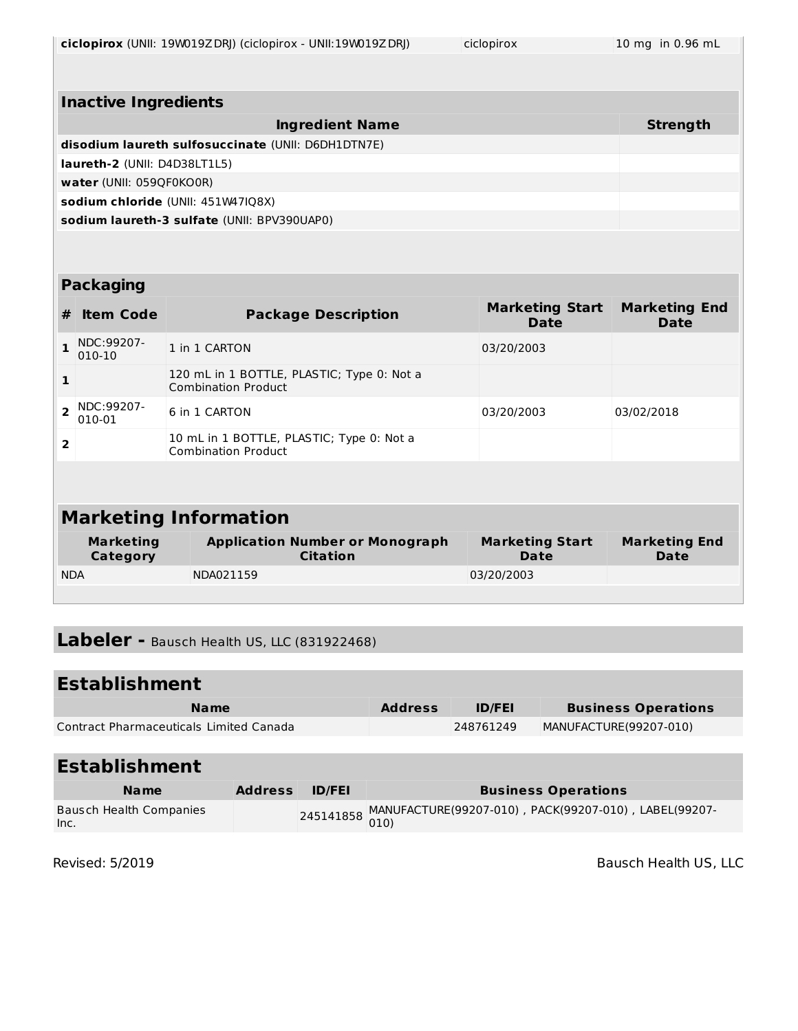| | | |
|---|---|---|
| **ciclopirox** (UNII: 19W019ZDRJ) (ciclopirox - UNII:19W019ZDRJ) | ciclopirox | 10 mg in 0.96 mL |

| Inactive Ingredients | |
|---|---|
| **Ingredient Name** | **Strength** |
| **disodium laureth sulfosuccinate** (UNII: D6DH1DTN7E) | |
| **laureth-2** (UNII: D4D38LT1L5) | |
| **water** (UNII: 059QF0KO0R) | |
| **sodium chloride** (UNII: 451W47IQ8X) | |
| **sodium laureth-3 sulfate** (UNII: BPV390UAP0) | |

| Packaging | | | | |
|---|---|---|---|---|
| **#** | **Item Code** | **Package Description** | **Marketing Start Date** | **Marketing End Date** |
| **1** | NDC:99207-010-10 | 1 in 1 CARTON | 03/20/2003 | |
| **1** | | 120 mL in 1 BOTTLE, PLASTIC; Type 0: Not a Combination Product | | |
| **2** | NDC:99207-010-01 | 6 in 1 CARTON | 03/20/2003 | 03/02/2018 |
| **2** | | 10 mL in 1 BOTTLE, PLASTIC; Type 0: Not a Combination Product | | |

| Marketing Information | | | |
|---|---|---|---|
| **Marketing Category** | **Application Number or Monograph Citation** | **Marketing Start Date** | **Marketing End Date** |
| NDA | NDA021159 | 03/20/2003 | |

## Labeler - Bausch Health US, LLC (831922468)

## Establishment

| Name | Address | ID/FEI | Business Operations |
|---|---|---|---|
| Contract Pharmaceuticals Limited Canada | | 248761249 | MANUFACTURE(99207-010) |

## Establishment

| Name | Address | ID/FEI | Business Operations |
|---|---|---|---|
| Bausch Health Companies Inc. | | 245141858 | MANUFACTURE(99207-010) , PACK(99207-010) , LABEL(99207-010) |

Revised: 5/2019

Bausch Health US, LLC